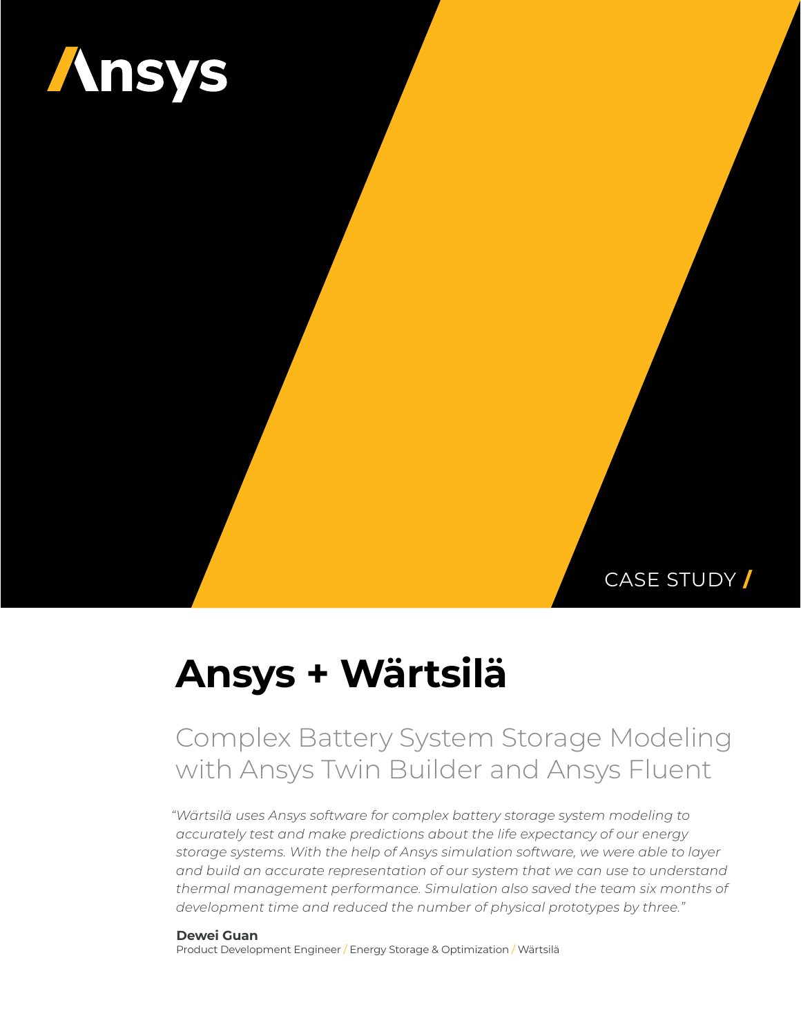Ansys

CASE STUDY /

# Ansys + Wärtsilä

## Complex Battery System Storage Modeling with Ansys Twin Builder and Ansys Fluent

*"Wärtsilä uses Ansys software for complex battery storage system modeling to accurately test and make predictions about the life expectancy of our energy storage systems. With the help of Ansys simulation software, we were able to layer and build an accurate representation of our system that we can use to understand thermal management performance. Simulation also saved the team six months of development time and reduced the number of physical prototypes by three."*

**Dewei Guan**
Product Development Engineer / Energy Storage & Optimization / Wärtsilä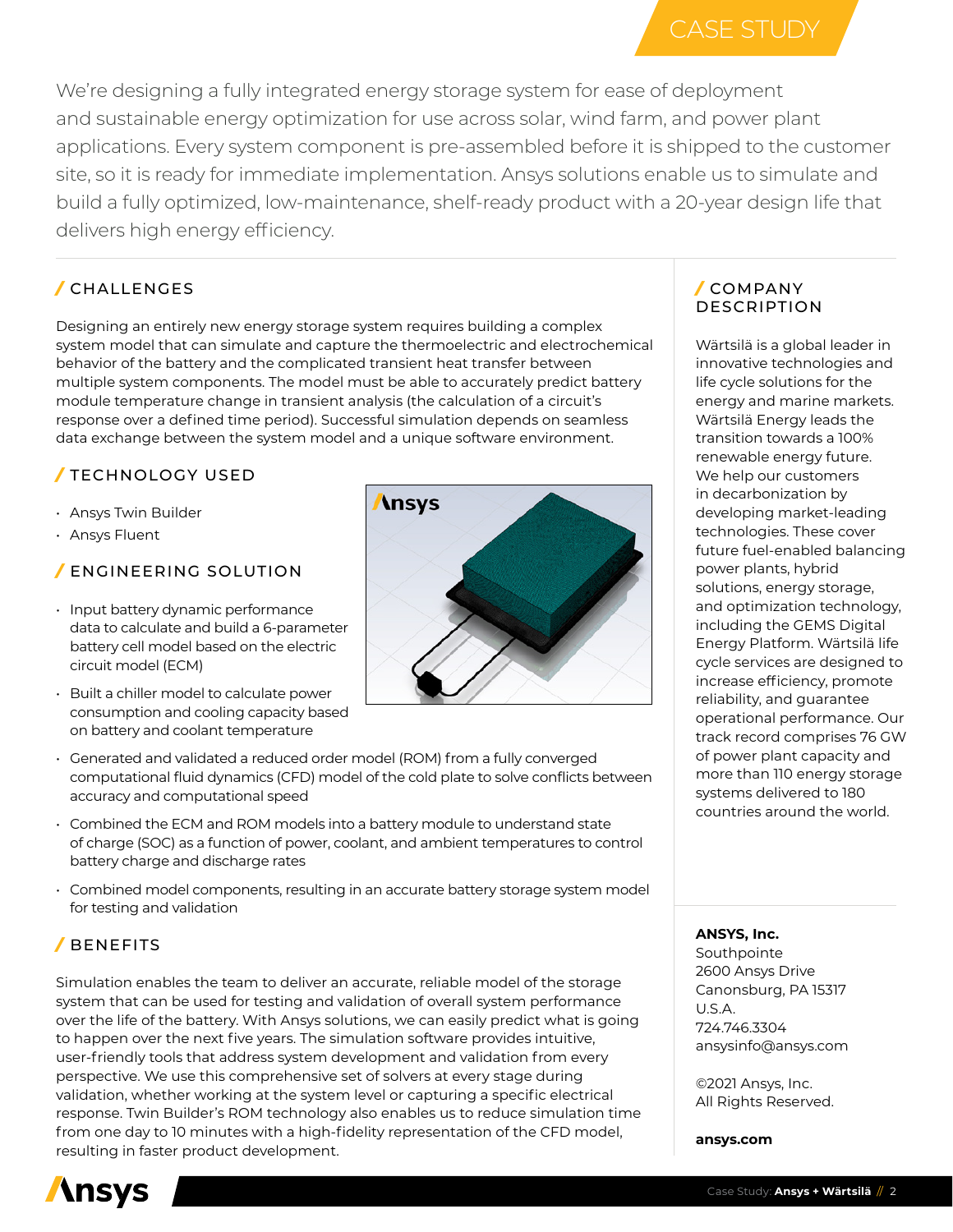CASE STUDY

We're designing a fully integrated energy storage system for ease of deployment and sustainable energy optimization for use across solar, wind farm, and power plant applications. Every system component is pre-assembled before it is shipped to the customer site, so it is ready for immediate implementation. Ansys solutions enable us to simulate and build a fully optimized, low-maintenance, shelf-ready product with a 20-year design life that delivers high energy efficiency.

## / CHALLENGES

Designing an entirely new energy storage system requires building a complex system model that can simulate and capture the thermoelectric and electrochemical behavior of the battery and the complicated transient heat transfer between multiple system components. The model must be able to accurately predict battery module temperature change in transient analysis (the calculation of a circuit's response over a defined time period). Successful simulation depends on seamless data exchange between the system model and a unique software environment.

## / TECHNOLOGY USED

- Ansys Twin Builder
- Ansys Fluent

## / ENGINEERING SOLUTION

- Input battery dynamic performance data to calculate and build a 6-parameter battery cell model based on the electric circuit model (ECM)
- Built a chiller model to calculate power consumption and cooling capacity based on battery and coolant temperature
- Generated and validated a reduced order model (ROM) from a fully converged computational fluid dynamics (CFD) model of the cold plate to solve conflicts between accuracy and computational speed
- Combined the ECM and ROM models into a battery module to understand state of charge (SOC) as a function of power, coolant, and ambient temperatures to control battery charge and discharge rates
- Combined model components, resulting in an accurate battery storage system model for testing and validation

## / BENEFITS

Simulation enables the team to deliver an accurate, reliable model of the storage system that can be used for testing and validation of overall system performance over the life of the battery. With Ansys solutions, we can easily predict what is going to happen over the next five years. The simulation software provides intuitive, user-friendly tools that address system development and validation from every perspective. We use this comprehensive set of solvers at every stage during validation, whether working at the system level or capturing a specific electrical response. Twin Builder's ROM technology also enables us to reduce simulation time from one day to 10 minutes with a high-fidelity representation of the CFD model, resulting in faster product development.

## / COMPANY DESCRIPTION

Wärtsilä is a global leader in innovative technologies and life cycle solutions for the energy and marine markets. Wärtsilä Energy leads the transition towards a 100% renewable energy future. We help our customers in decarbonization by developing market-leading technologies. These cover future fuel-enabled balancing power plants, hybrid solutions, energy storage, and optimization technology, including the GEMS Digital Energy Platform. Wärtsilä life cycle services are designed to increase efficiency, promote reliability, and guarantee operational performance. Our track record comprises 76 GW of power plant capacity and more than 110 energy storage systems delivered to 180 countries around the world.

**ANSYS, Inc.**
Southpointe
2600 Ansys Drive
Canonsburg, PA 15317
U.S.A.
724.746.3304
ansysinfo@ansys.com

©2021 Ansys, Inc.
All Rights Reserved.

**ansys.com**